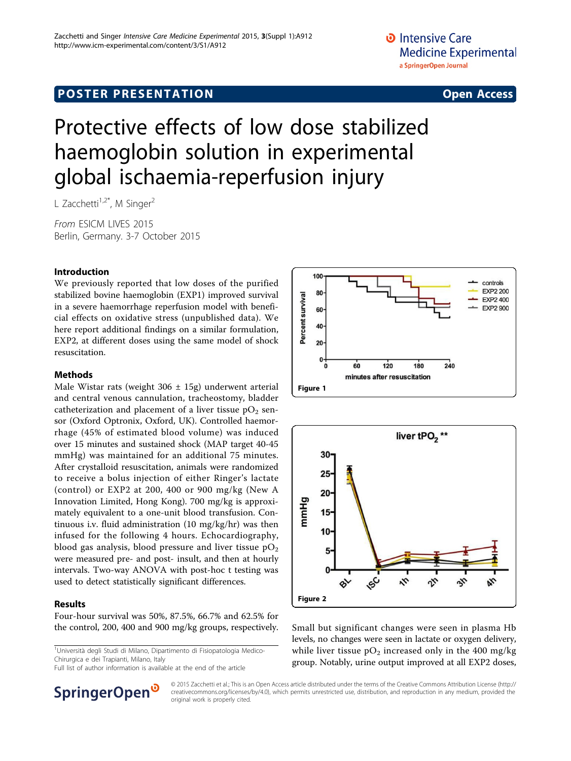POSTER PRESENTATION

Open Access

# Protective effects of low dose stabilized haemoglobin solution in experimental global ischaemia-reperfusion injury

L Zacchetti[1,2*], M Singer[2]

*From* ESICM LIVES 2015
Berlin, Germany. 3-7 October 2015

## Introduction

We previously reported that low doses of the purified stabilized bovine haemoglobin (EXP1) improved survival in a severe haemorrhage reperfusion model with beneficial effects on oxidative stress (unpublished data). We here report additional findings on a similar formulation, EXP2, at different doses using the same model of shock resuscitation.

## Methods

Male Wistar rats (weight 306 ± 15g) underwent arterial and central venous cannulation, tracheostomy, bladder catheterization and placement of a liver tissue $pO_2$ sensor (Oxford Optronix, Oxford, UK). Controlled haemorrhage (45% of estimated blood volume) was induced over 15 minutes and sustained shock (MAP target 40-45 mmHg) was maintained for an additional 75 minutes. After crystalloid resuscitation, animals were randomized to receive a bolus injection of either Ringer's lactate (control) or EXP2 at 200, 400 or 900 mg/kg (New A Innovation Limited, Hong Kong). 700 mg/kg is approximately equivalent to a one-unit blood transfusion. Continuous i.v. fluid administration (10 mg/kg/hr) was then infused for the following 4 hours. Echocardiography, blood gas analysis, blood pressure and liver tissue $pO_2$ were measured pre- and post- insult, and then at hourly intervals. Two-way ANOVA with post-hoc t testing was used to detect statistically significant differences.

## Results

Four-hour survival was 50%, 87.5%, 66.7% and 62.5% for the control, 200, 400 and 900 mg/kg groups, respectively.

Figure 1

Figure 2

Small but significant changes were seen in plasma Hb levels, no changes were seen in lactate or oxygen delivery, while liver tissue $pO_2$ increased only in the 400 mg/kg group. Notably, urine output improved at all EXP2 doses,

[1]Università degli Studi di Milano, Dipartimento di Fisiopatologia Medico-Chirurgica e dei Trapianti, Milano, Italy
Full list of author information is available at the end of the article

© 2015 Zacchetti et al.; This is an Open Access article distributed under the terms of the Creative Commons Attribution License (http://creativecommons.org/licenses/by/4.0), which permits unrestricted use, distribution, and reproduction in any medium, provided the original work is properly cited.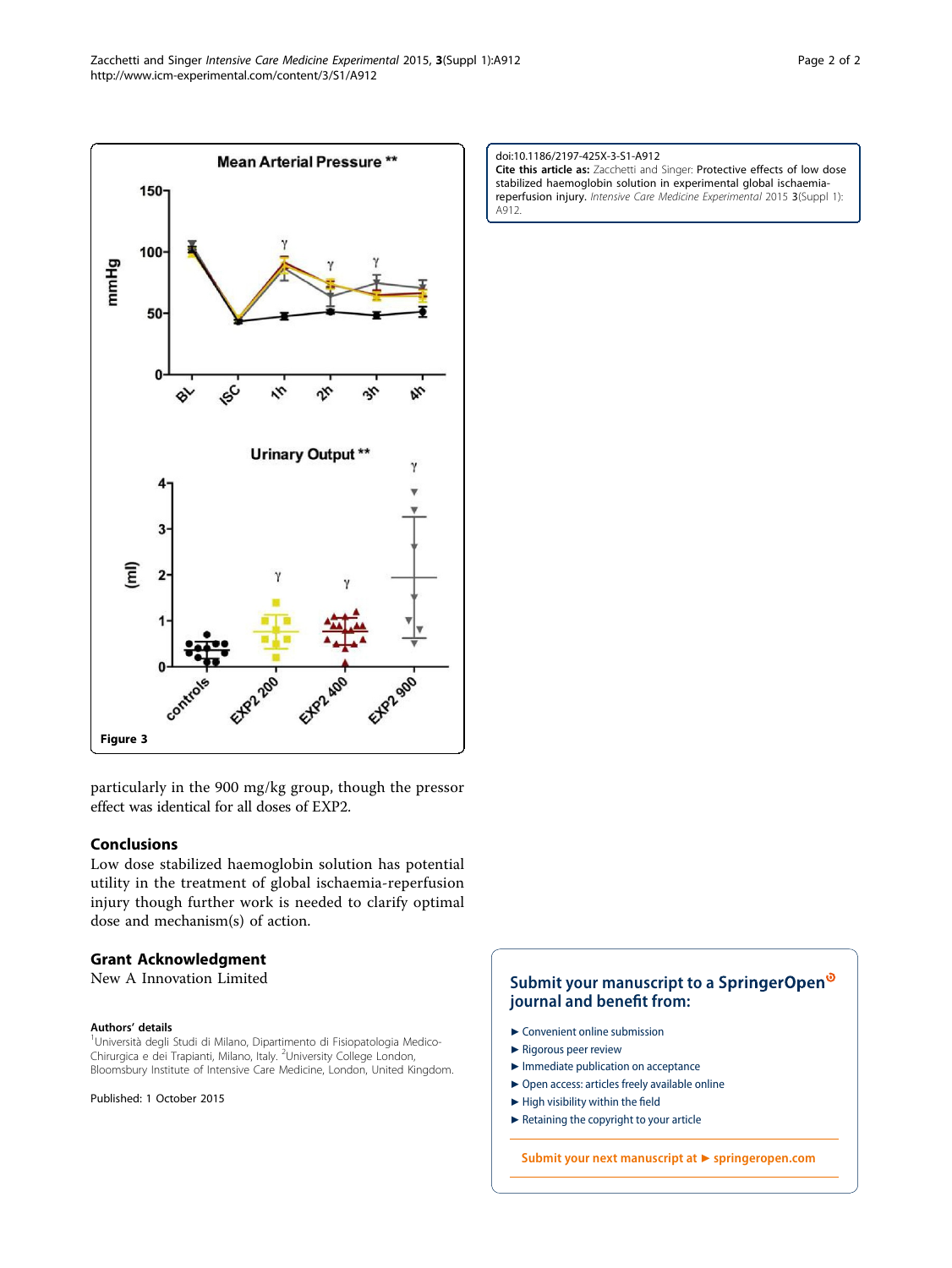Mean Arterial Pressure **

mmHg

150
100
50
0

γ γ γ

BL ISC 1h 2h 3h 4h

Urinary Output **

(ml)

4
3
2
1
0

γ γ γ

controls EXP2 200 EXP2 400 EXP2 900

**Figure 3**

particularly in the 900 mg/kg group, though the pressor effect was identical for all doses of EXP2.

## Conclusions

Low dose stabilized haemoglobin solution has potential utility in the treatment of global ischaemia-reperfusion injury though further work is needed to clarify optimal dose and mechanism(s) of action.

## Grant Acknowledgment

New A Innovation Limited

### Authors' details

[1]Università degli Studi di Milano, Dipartimento di Fisiopatologia Medico-Chirurgica e dei Trapianti, Milano, Italy. [2]University College London, Bloomsbury Institute of Intensive Care Medicine, London, United Kingdom.

Published: 1 October 2015

doi:10.1186/2197-425X-3-S1-A912

**Cite this article as:** Zacchetti and Singer: Protective effects of low dose stabilized haemoglobin solution in experimental global ischaemia-reperfusion injury. *Intensive Care Medicine Experimental* 2015 **3**(Suppl 1): A912.

**Submit your manuscript to a SpringerOpen journal and benefit from:**

- ► Convenient online submission
- ► Rigorous peer review
- ► Immediate publication on acceptance
- ► Open access: articles freely available online
- ► High visibility within the field
- ► Retaining the copyright to your article

**Submit your next manuscript at ► springeropen.com**